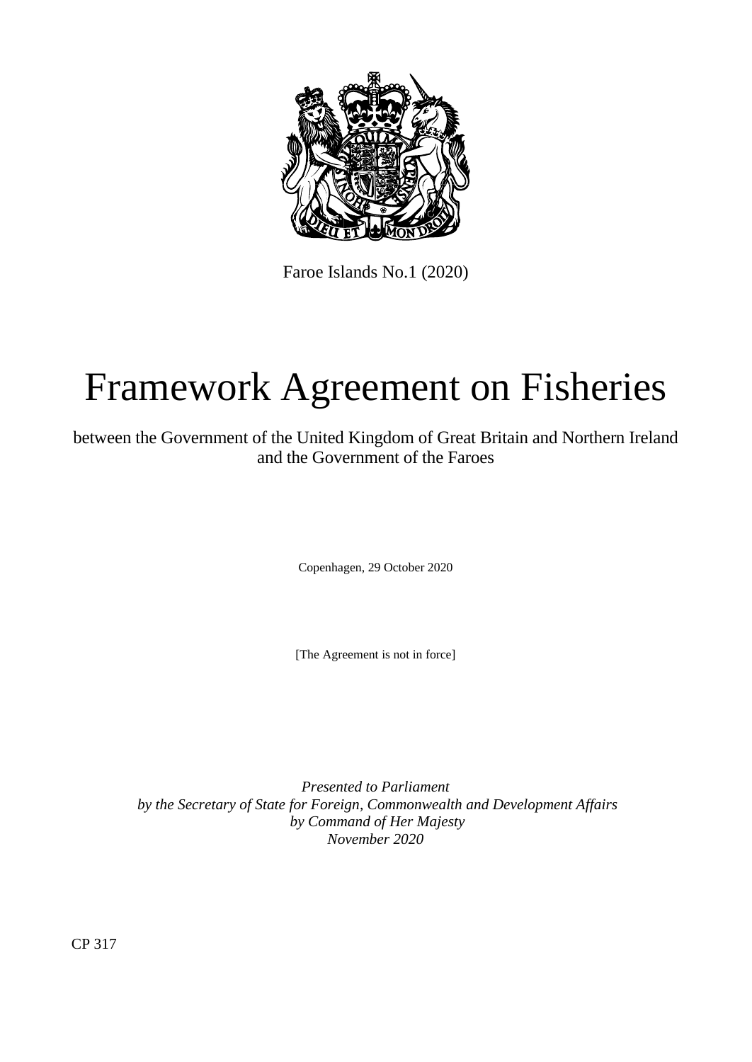Faroe Islands No.1 (2020)

# Framework Agreement on Fisheries

between the Government of the United Kingdom of Great Britain and Northern Ireland and the Government of the Faroes

Copenhagen, 29 October 2020

[The Agreement is not in force]

*Presented to Parliament*
*by the Secretary of State for Foreign, Commonwealth and Development Affairs*
*by Command of Her Majesty*
*November 2020*

CP 317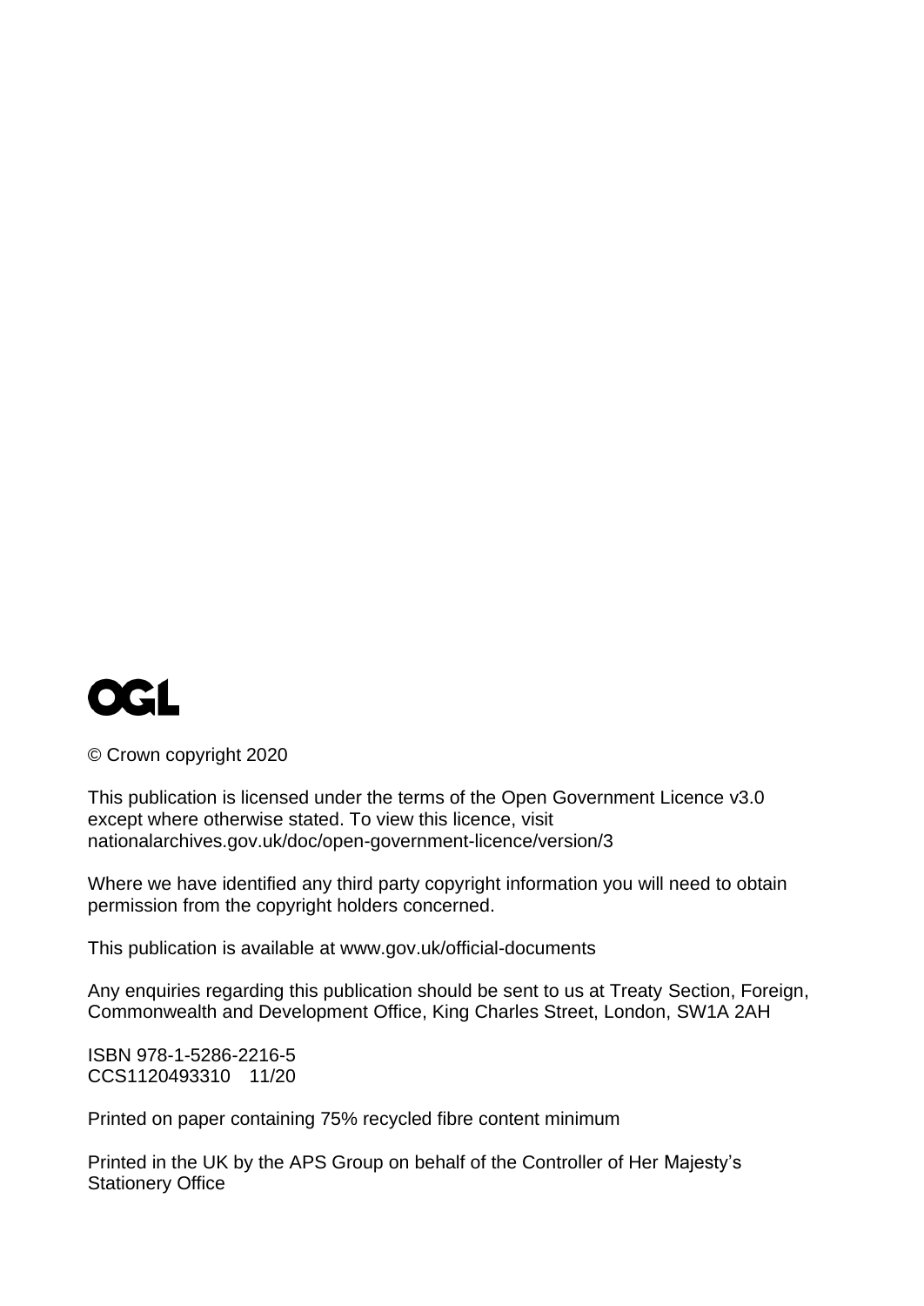OGL

© Crown copyright 2020

This publication is licensed under the terms of the Open Government Licence v3.0 except where otherwise stated. To view this licence, visit nationalarchives.gov.uk/doc/open-government-licence/version/3

Where we have identified any third party copyright information you will need to obtain permission from the copyright holders concerned.

This publication is available at www.gov.uk/official-documents

Any enquiries regarding this publication should be sent to us at Treaty Section, Foreign, Commonwealth and Development Office, King Charles Street, London, SW1A 2AH

ISBN 978-1-5286-2216-5
CCS1120493310 11/20

Printed on paper containing 75% recycled fibre content minimum

Printed in the UK by the APS Group on behalf of the Controller of Her Majesty's Stationery Office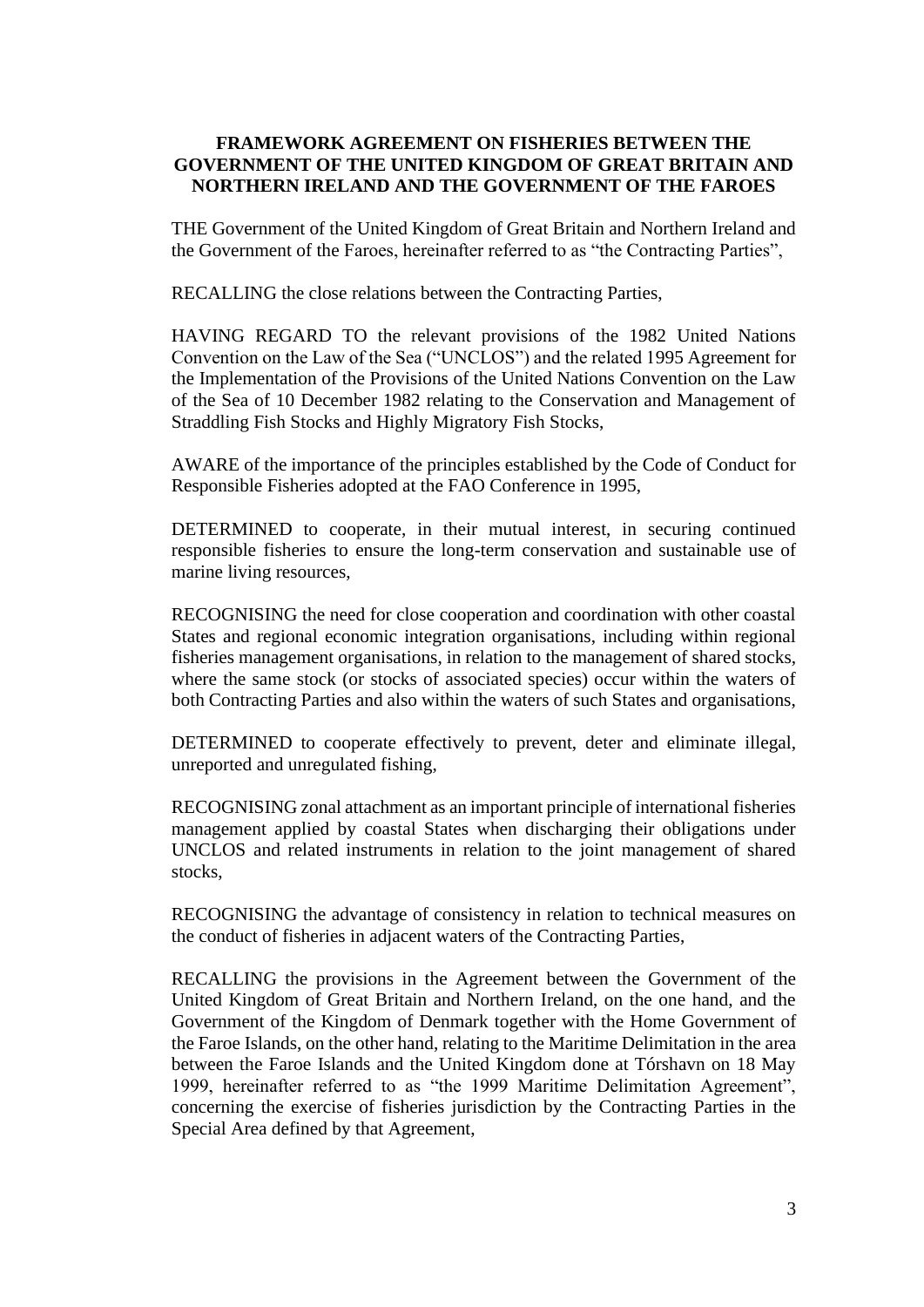**FRAMEWORK AGREEMENT ON FISHERIES BETWEEN THE GOVERNMENT OF THE UNITED KINGDOM OF GREAT BRITAIN AND NORTHERN IRELAND AND THE GOVERNMENT OF THE FAROES**

THE Government of the United Kingdom of Great Britain and Northern Ireland and the Government of the Faroes, hereinafter referred to as "the Contracting Parties",

RECALLING the close relations between the Contracting Parties,

HAVING REGARD TO the relevant provisions of the 1982 United Nations Convention on the Law of the Sea ("UNCLOS") and the related 1995 Agreement for the Implementation of the Provisions of the United Nations Convention on the Law of the Sea of 10 December 1982 relating to the Conservation and Management of Straddling Fish Stocks and Highly Migratory Fish Stocks,

AWARE of the importance of the principles established by the Code of Conduct for Responsible Fisheries adopted at the FAO Conference in 1995,

DETERMINED to cooperate, in their mutual interest, in securing continued responsible fisheries to ensure the long-term conservation and sustainable use of marine living resources,

RECOGNISING the need for close cooperation and coordination with other coastal States and regional economic integration organisations, including within regional fisheries management organisations, in relation to the management of shared stocks, where the same stock (or stocks of associated species) occur within the waters of both Contracting Parties and also within the waters of such States and organisations,

DETERMINED to cooperate effectively to prevent, deter and eliminate illegal, unreported and unregulated fishing,

RECOGNISING zonal attachment as an important principle of international fisheries management applied by coastal States when discharging their obligations under UNCLOS and related instruments in relation to the joint management of shared stocks,

RECOGNISING the advantage of consistency in relation to technical measures on the conduct of fisheries in adjacent waters of the Contracting Parties,

RECALLING the provisions in the Agreement between the Government of the United Kingdom of Great Britain and Northern Ireland, on the one hand, and the Government of the Kingdom of Denmark together with the Home Government of the Faroe Islands, on the other hand, relating to the Maritime Delimitation in the area between the Faroe Islands and the United Kingdom done at Tórshavn on 18 May 1999, hereinafter referred to as "the 1999 Maritime Delimitation Agreement", concerning the exercise of fisheries jurisdiction by the Contracting Parties in the Special Area defined by that Agreement,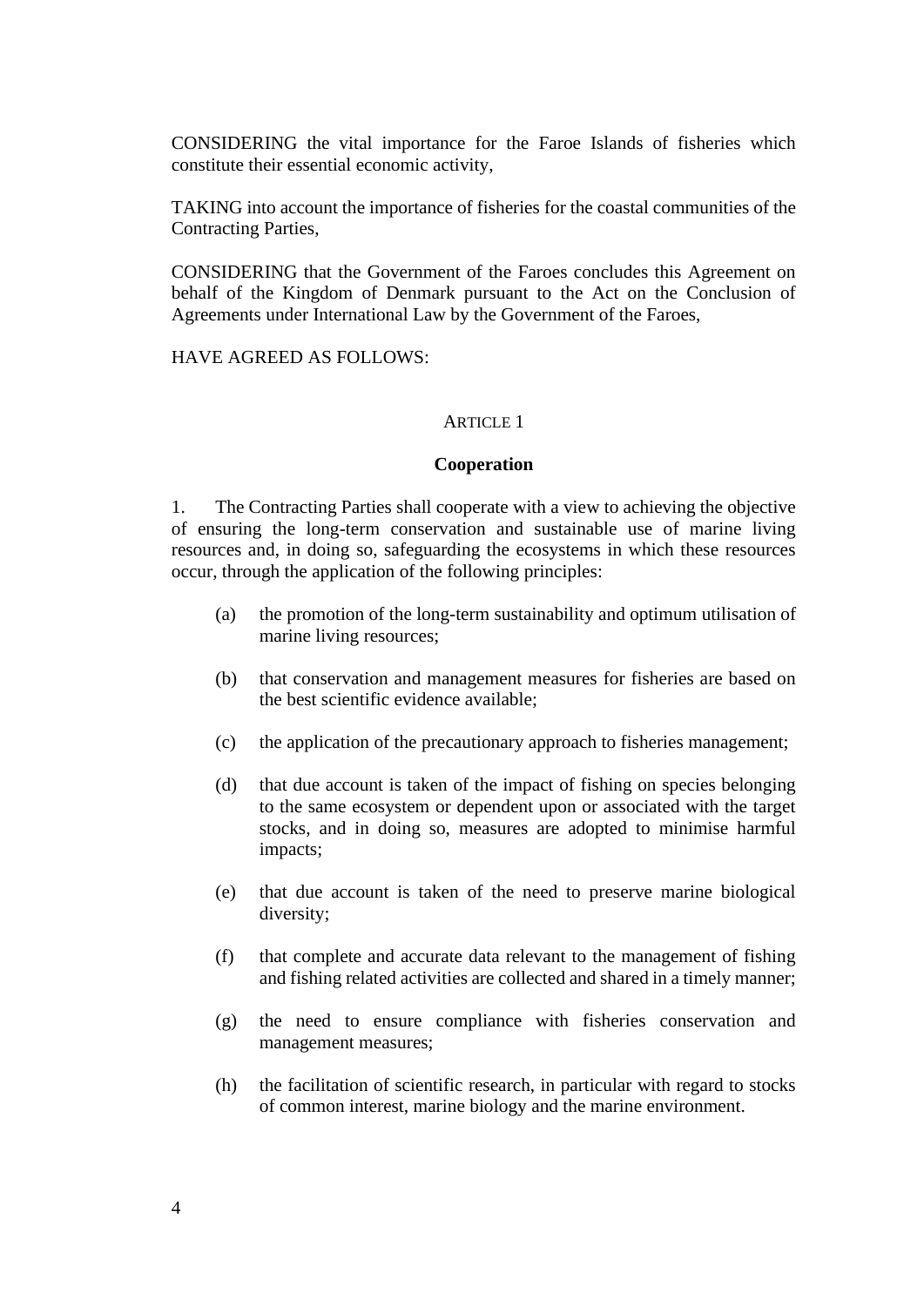CONSIDERING the vital importance for the Faroe Islands of fisheries which constitute their essential economic activity,

TAKING into account the importance of fisheries for the coastal communities of the Contracting Parties,

CONSIDERING that the Government of the Faroes concludes this Agreement on behalf of the Kingdom of Denmark pursuant to the Act on the Conclusion of Agreements under International Law by the Government of the Faroes,

HAVE AGREED AS FOLLOWS:

ARTICLE 1

**Cooperation**

1. The Contracting Parties shall cooperate with a view to achieving the objective of ensuring the long-term conservation and sustainable use of marine living resources and, in doing so, safeguarding the ecosystems in which these resources occur, through the application of the following principles:

(a) the promotion of the long-term sustainability and optimum utilisation of marine living resources;

(b) that conservation and management measures for fisheries are based on the best scientific evidence available;

(c) the application of the precautionary approach to fisheries management;

(d) that due account is taken of the impact of fishing on species belonging to the same ecosystem or dependent upon or associated with the target stocks, and in doing so, measures are adopted to minimise harmful impacts;

(e) that due account is taken of the need to preserve marine biological diversity;

(f) that complete and accurate data relevant to the management of fishing and fishing related activities are collected and shared in a timely manner;

(g) the need to ensure compliance with fisheries conservation and management measures;

(h) the facilitation of scientific research, in particular with regard to stocks of common interest, marine biology and the marine environment.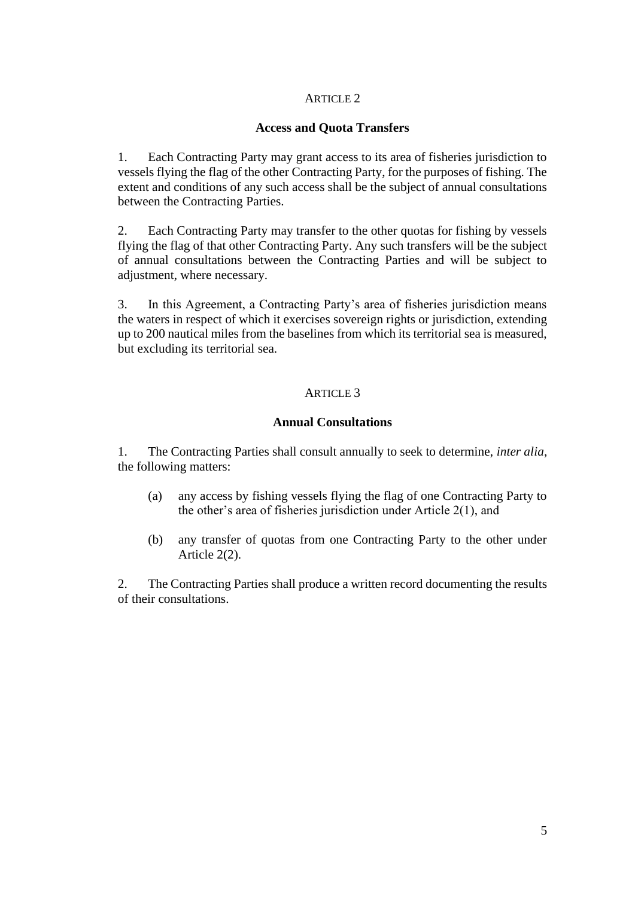## ARTICLE 2

### Access and Quota Transfers

1. Each Contracting Party may grant access to its area of fisheries jurisdiction to vessels flying the flag of the other Contracting Party, for the purposes of fishing. The extent and conditions of any such access shall be the subject of annual consultations between the Contracting Parties.

2. Each Contracting Party may transfer to the other quotas for fishing by vessels flying the flag of that other Contracting Party. Any such transfers will be the subject of annual consultations between the Contracting Parties and will be subject to adjustment, where necessary.

3. In this Agreement, a Contracting Party's area of fisheries jurisdiction means the waters in respect of which it exercises sovereign rights or jurisdiction, extending up to 200 nautical miles from the baselines from which its territorial sea is measured, but excluding its territorial sea.

## ARTICLE 3

### Annual Consultations

1. The Contracting Parties shall consult annually to seek to determine, *inter alia*, the following matters:

   (a) any access by fishing vessels flying the flag of one Contracting Party to the other's area of fisheries jurisdiction under Article 2(1), and

   (b) any transfer of quotas from one Contracting Party to the other under Article 2(2).

2. The Contracting Parties shall produce a written record documenting the results of their consultations.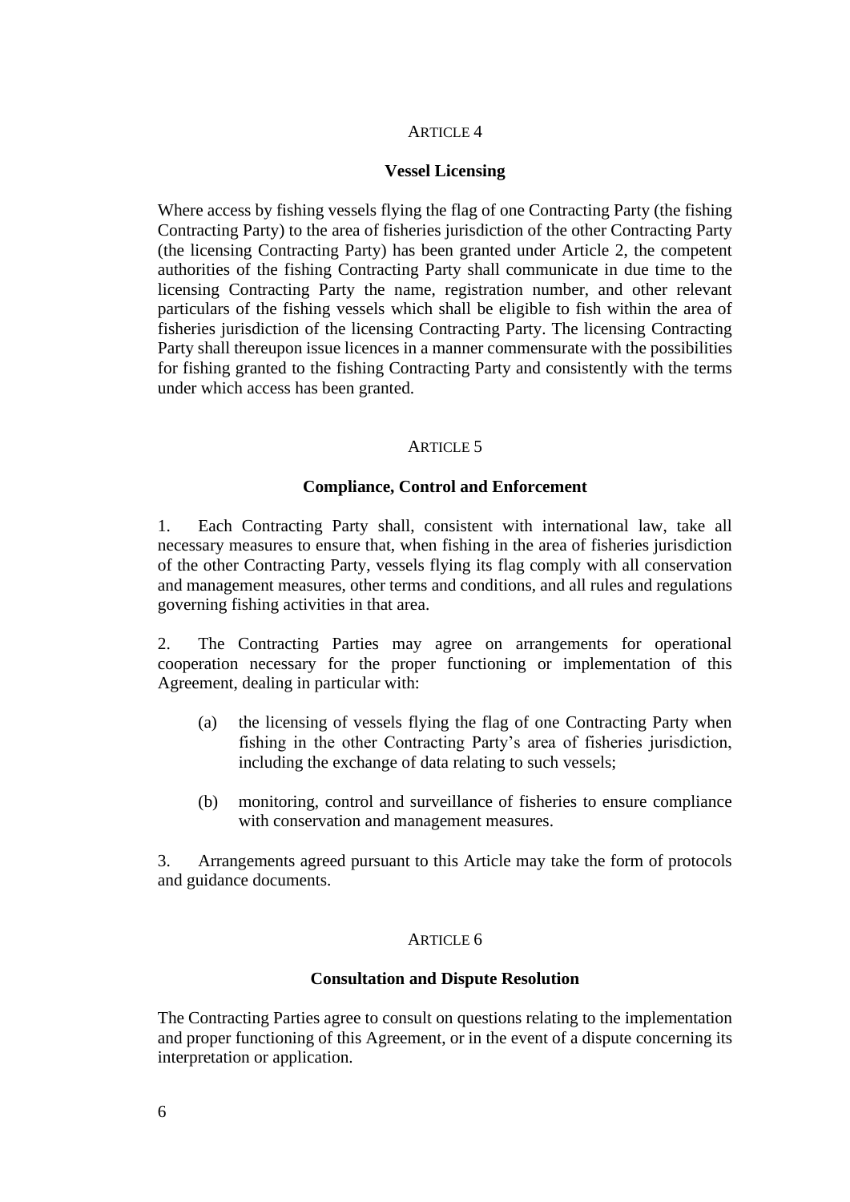## ARTICLE 4

### Vessel Licensing

Where access by fishing vessels flying the flag of one Contracting Party (the fishing Contracting Party) to the area of fisheries jurisdiction of the other Contracting Party (the licensing Contracting Party) has been granted under Article 2, the competent authorities of the fishing Contracting Party shall communicate in due time to the licensing Contracting Party the name, registration number, and other relevant particulars of the fishing vessels which shall be eligible to fish within the area of fisheries jurisdiction of the licensing Contracting Party. The licensing Contracting Party shall thereupon issue licences in a manner commensurate with the possibilities for fishing granted to the fishing Contracting Party and consistently with the terms under which access has been granted.

## ARTICLE 5

### Compliance, Control and Enforcement

1. Each Contracting Party shall, consistent with international law, take all necessary measures to ensure that, when fishing in the area of fisheries jurisdiction of the other Contracting Party, vessels flying its flag comply with all conservation and management measures, other terms and conditions, and all rules and regulations governing fishing activities in that area.

2. The Contracting Parties may agree on arrangements for operational cooperation necessary for the proper functioning or implementation of this Agreement, dealing in particular with:

   (a) the licensing of vessels flying the flag of one Contracting Party when fishing in the other Contracting Party's area of fisheries jurisdiction, including the exchange of data relating to such vessels;

   (b) monitoring, control and surveillance of fisheries to ensure compliance with conservation and management measures.

3. Arrangements agreed pursuant to this Article may take the form of protocols and guidance documents.

## ARTICLE 6

### Consultation and Dispute Resolution

The Contracting Parties agree to consult on questions relating to the implementation and proper functioning of this Agreement, or in the event of a dispute concerning its interpretation or application.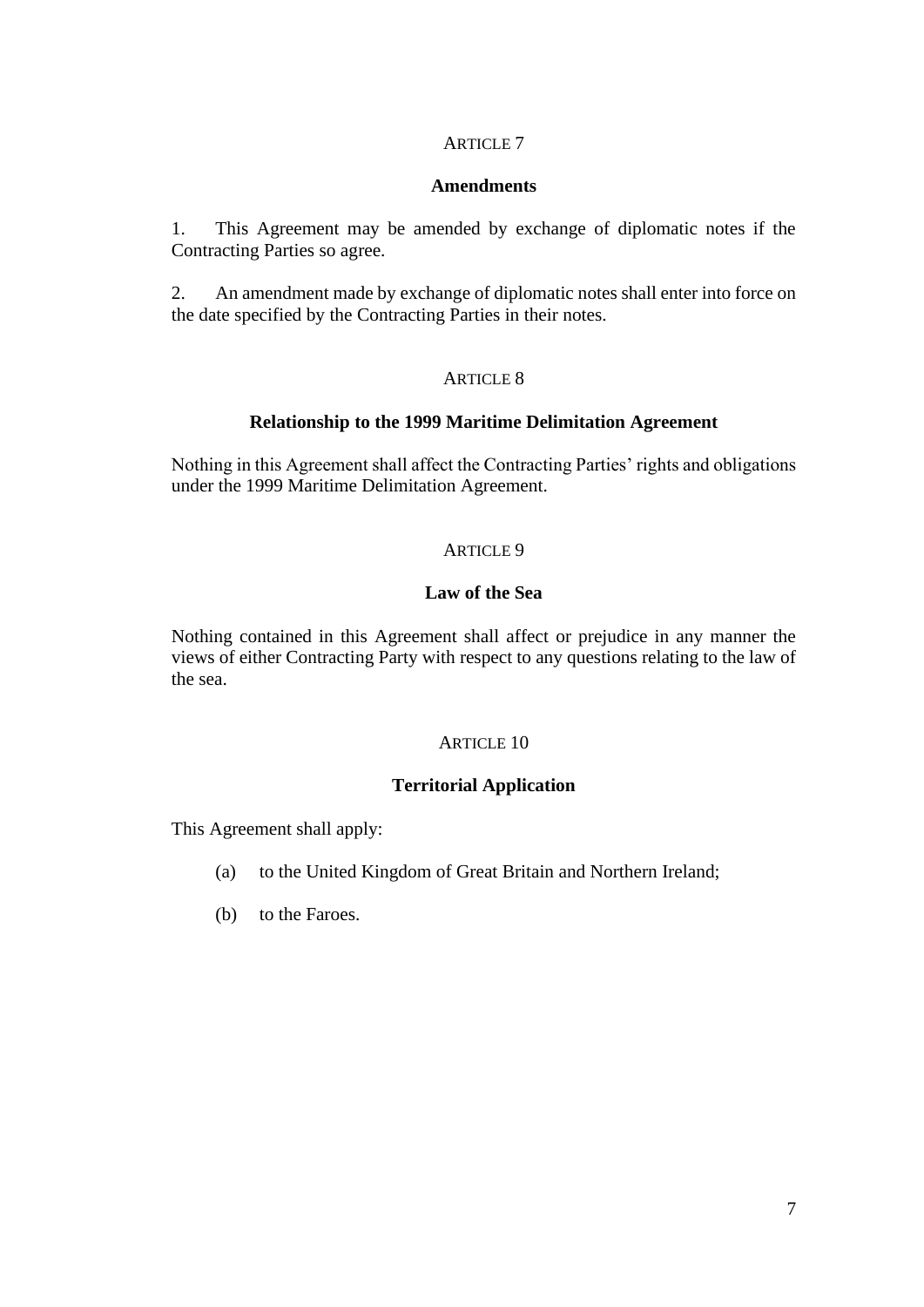## ARTICLE 7

### Amendments

1. This Agreement may be amended by exchange of diplomatic notes if the Contracting Parties so agree.

2. An amendment made by exchange of diplomatic notes shall enter into force on the date specified by the Contracting Parties in their notes.

## ARTICLE 8

### Relationship to the 1999 Maritime Delimitation Agreement

Nothing in this Agreement shall affect the Contracting Parties' rights and obligations under the 1999 Maritime Delimitation Agreement.

## ARTICLE 9

### Law of the Sea

Nothing contained in this Agreement shall affect or prejudice in any manner the views of either Contracting Party with respect to any questions relating to the law of the sea.

## ARTICLE 10

### Territorial Application

This Agreement shall apply:

(a) to the United Kingdom of Great Britain and Northern Ireland;

(b) to the Faroes.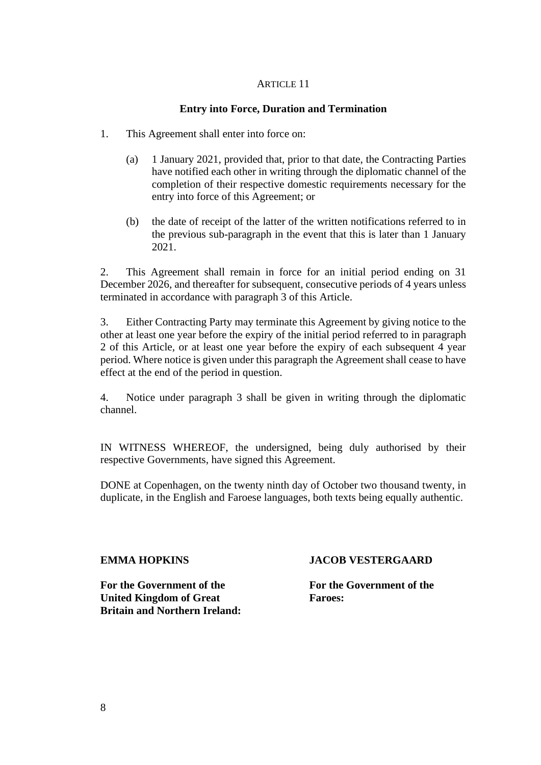ARTICLE 11

**Entry into Force, Duration and Termination**

1. This Agreement shall enter into force on:

   (a) 1 January 2021, provided that, prior to that date, the Contracting Parties have notified each other in writing through the diplomatic channel of the completion of their respective domestic requirements necessary for the entry into force of this Agreement; or

   (b) the date of receipt of the latter of the written notifications referred to in the previous sub-paragraph in the event that this is later than 1 January 2021.

2. This Agreement shall remain in force for an initial period ending on 31 December 2026, and thereafter for subsequent, consecutive periods of 4 years unless terminated in accordance with paragraph 3 of this Article.

3. Either Contracting Party may terminate this Agreement by giving notice to the other at least one year before the expiry of the initial period referred to in paragraph 2 of this Article, or at least one year before the expiry of each subsequent 4 year period. Where notice is given under this paragraph the Agreement shall cease to have effect at the end of the period in question.

4. Notice under paragraph 3 shall be given in writing through the diplomatic channel.

IN WITNESS WHEREOF, the undersigned, being duly authorised by their respective Governments, have signed this Agreement.

DONE at Copenhagen, on the twenty ninth day of October two thousand twenty, in duplicate, in the English and Faroese languages, both texts being equally authentic.

**EMMA HOPKINS**

**For the Government of the United Kingdom of Great Britain and Northern Ireland:**

**JACOB VESTERGAARD**

**For the Government of the Faroes:**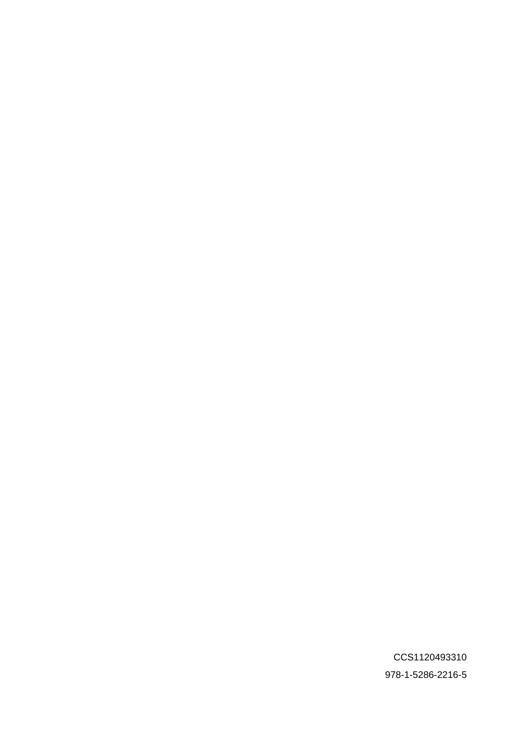CCS1120493310

978-1-5286-2216-5